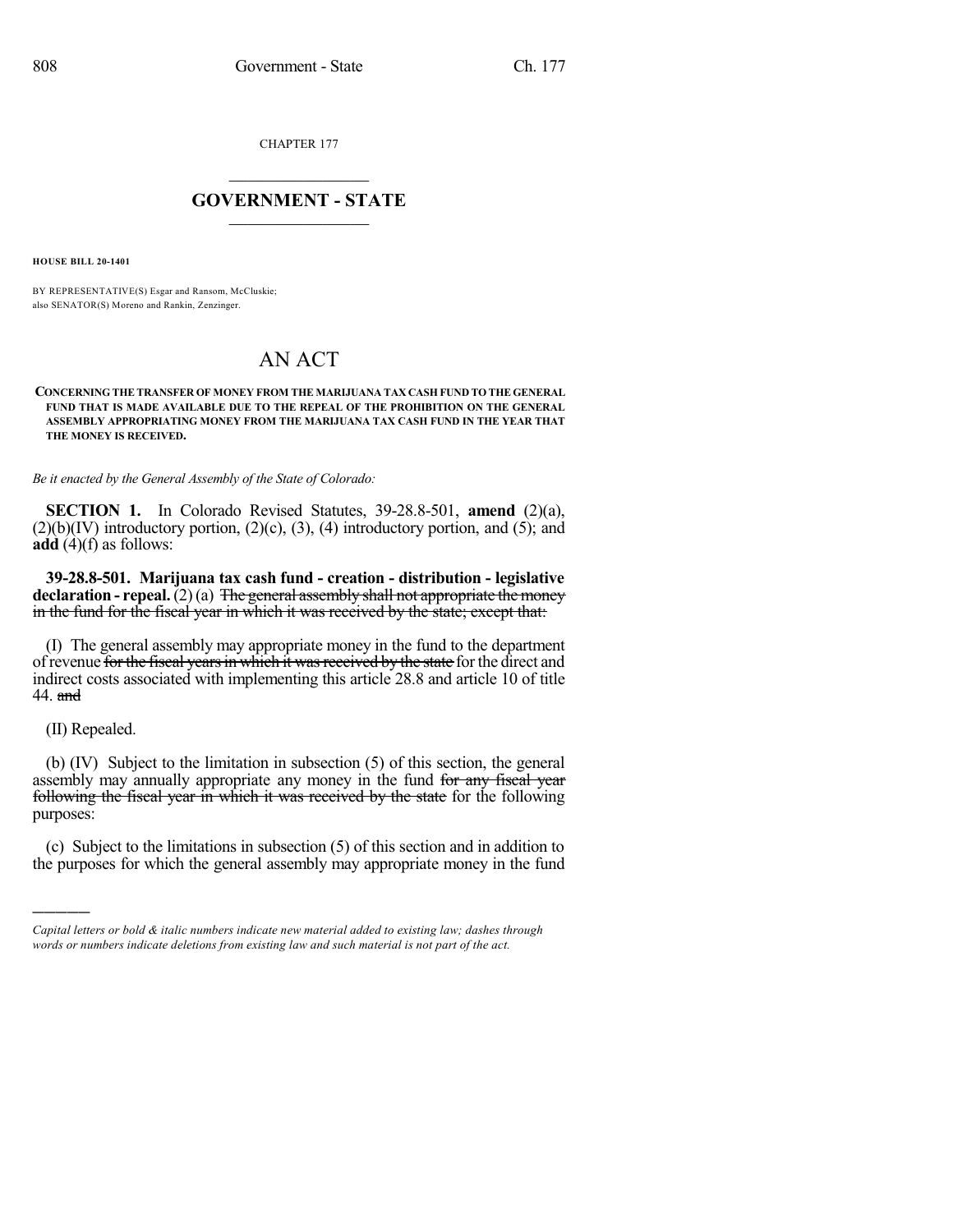CHAPTER 177

# GOVERNMENT - STATE

**HOUSE BILL 20-1401**

BY REPRESENTATIVE(S) Esgar and Ransom, McCluskie;
also SENATOR(S) Moreno and Rankin, Zenzinger.

# AN ACT

**CONCERNING THE TRANSFER OF MONEY FROM THE MARIJUANA TAX CASH FUND TO THE GENERAL FUND THAT IS MADE AVAILABLE DUE TO THE REPEAL OF THE PROHIBITION ON THE GENERAL ASSEMBLY APPROPRIATING MONEY FROM THE MARIJUANA TAX CASH FUND IN THE YEAR THAT THE MONEY IS RECEIVED.**

*Be it enacted by the General Assembly of the State of Colorado:*

**SECTION 1.** In Colorado Revised Statutes, 39-28.8-501, **amend** (2)(a), (2)(b)(IV) introductory portion, (2)(c), (3), (4) introductory portion, and (5); and **add** (4)(f) as follows:

**39-28.8-501. Marijuana tax cash fund - creation - distribution - legislative declaration - repeal.** (2) (a) ~~The general assembly shall not appropriate the money in the fund for the fiscal year in which it was received by the state; except that:~~

(I) The general assembly may appropriate money in the fund to the department of revenue ~~for the fiscal years in which it was received by the state~~ for the direct and indirect costs associated with implementing this article 28.8 and article 10 of title 44. ~~and~~

(II) Repealed.

(b) (IV) Subject to the limitation in subsection (5) of this section, the general assembly may annually appropriate any money in the fund ~~for any fiscal year following the fiscal year in which it was received by the state~~ for the following purposes:

(c) Subject to the limitations in subsection (5) of this section and in addition to the purposes for which the general assembly may appropriate money in the fund

---

*Capital letters or bold & italic numbers indicate new material added to existing law; dashes through words or numbers indicate deletions from existing law and such material is not part of the act.*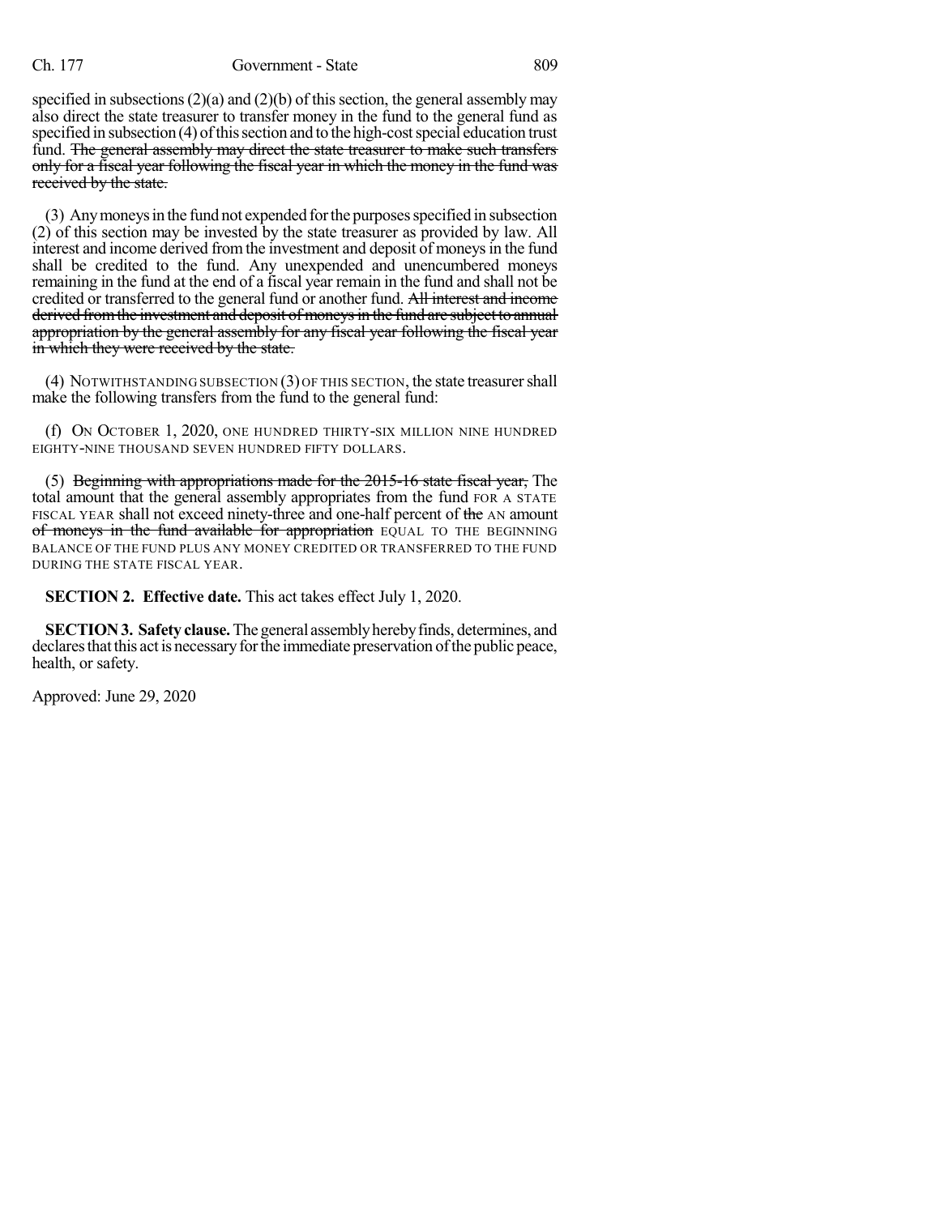specified in subsections (2)(a) and (2)(b) of this section, the general assembly may also direct the state treasurer to transfer money in the fund to the general fund as specified in subsection (4) of this section and to the high-cost special education trust fund. ~~The general assembly may direct the state treasurer to make such transfers only for a fiscal year following the fiscal year in which the money in the fund was received by the state.~~

(3) Any moneys in the fund not expended for the purposes specified in subsection (2) of this section may be invested by the state treasurer as provided by law. All interest and income derived from the investment and deposit of moneys in the fund shall be credited to the fund. Any unexpended and unencumbered moneys remaining in the fund at the end of a fiscal year remain in the fund and shall not be credited or transferred to the general fund or another fund. ~~All interest and income derived from the investment and deposit of moneys in the fund are subject to annual appropriation by the general assembly for any fiscal year following the fiscal year in which they were received by the state.~~

(4) NOTWITHSTANDING SUBSECTION (3) OF THIS SECTION, the state treasurer shall make the following transfers from the fund to the general fund:

(f) ON OCTOBER 1, 2020, ONE HUNDRED THIRTY-SIX MILLION NINE HUNDRED EIGHTY-NINE THOUSAND SEVEN HUNDRED FIFTY DOLLARS.

(5) ~~Beginning with appropriations made for the 2015-16 state fiscal year,~~ The total amount that the general assembly appropriates from the fund FOR A STATE FISCAL YEAR shall not exceed ninety-three and one-half percent of ~~the~~ AN amount ~~of moneys in the fund available for appropriation~~ EQUAL TO THE BEGINNING BALANCE OF THE FUND PLUS ANY MONEY CREDITED OR TRANSFERRED TO THE FUND DURING THE STATE FISCAL YEAR.

**SECTION 2. Effective date.** This act takes effect July 1, 2020.

**SECTION 3. Safety clause.** The general assembly hereby finds, determines, and declares that this act is necessary for the immediate preservation of the public peace, health, or safety.

Approved: June 29, 2020